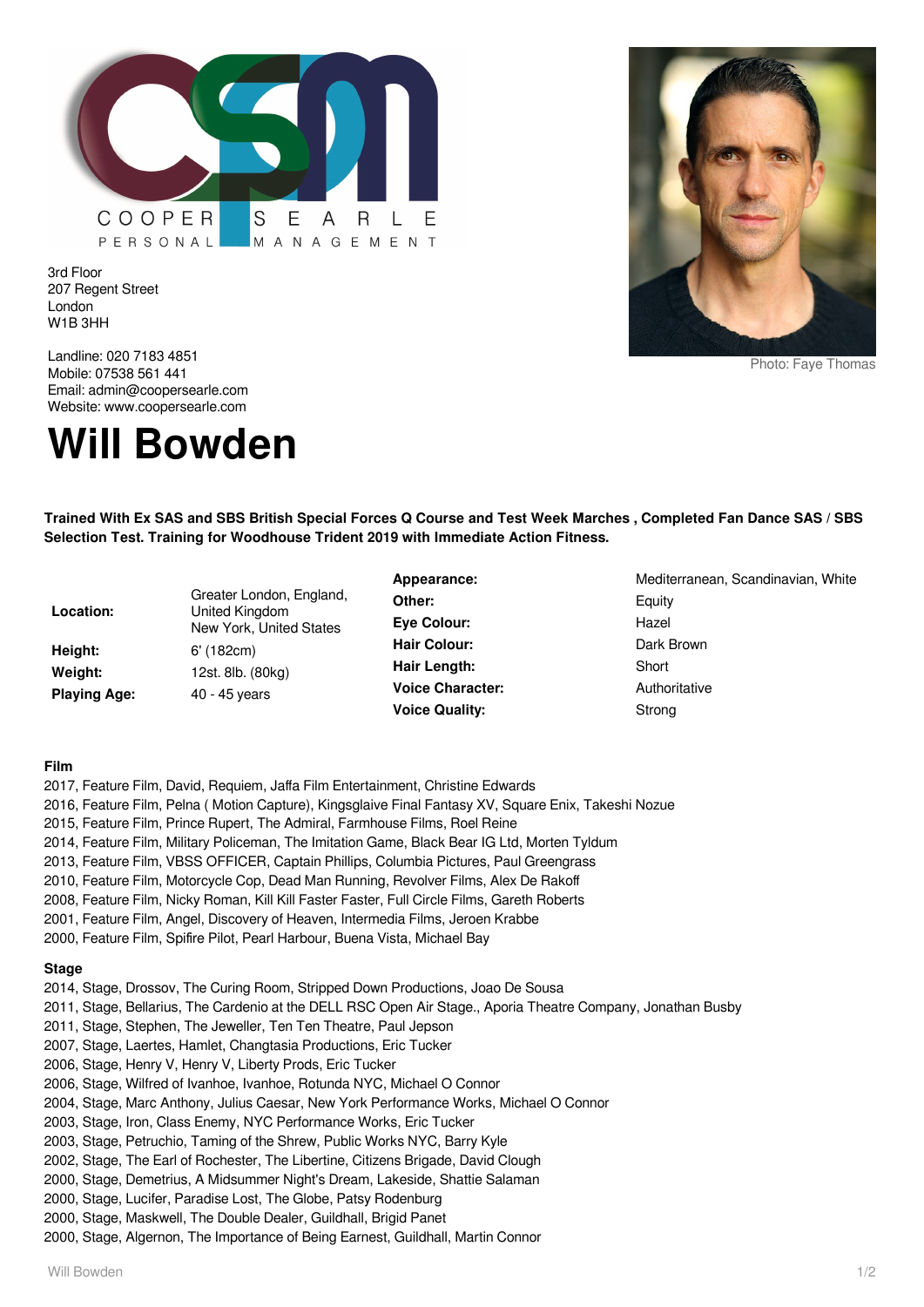COOPER SEARLE
PERSONAL MANAGEMENT

3rd Floor
207 Regent Street
London
W1B 3HH

Landline: 020 7183 4851
Mobile: 07538 561 441
Email: admin@coopersearle.com
Website: www.coopersearle.com

Photo: Faye Thomas

# Will Bowden

**Trained With Ex SAS and SBS British Special Forces Q Course and Test Week Marches , Completed Fan Dance SAS / SBS Selection Test. Training for Woodhouse Trident 2019 with Immediate Action Fitness.**

| | | | |
|---|---|---|---|
| **Location:** | Greater London, England, United Kingdom<br>New York, United States | **Appearance:** | Mediterranean, Scandinavian, White |
| | | **Other:** | Equity |
| | | **Eye Colour:** | Hazel |
| **Height:** | 6' (182cm) | **Hair Colour:** | Dark Brown |
| **Weight:** | 12st. 8lb. (80kg) | **Hair Length:** | Short |
| **Playing Age:** | 40 - 45 years | **Voice Character:** | Authoritative |
| | | **Voice Quality:** | Strong |

**Film**

2017, Feature Film, David, Requiem, Jaffa Film Entertainment, Christine Edwards
2016, Feature Film, Pelna ( Motion Capture), Kingsglaive Final Fantasy XV, Square Enix, Takeshi Nozue
2015, Feature Film, Prince Rupert, The Admiral, Farmhouse Films, Roel Reine
2014, Feature Film, Military Policeman, The Imitation Game, Black Bear IG Ltd, Morten Tyldum
2013, Feature Film, VBSS OFFICER, Captain Phillips, Columbia Pictures, Paul Greengrass
2010, Feature Film, Motorcycle Cop, Dead Man Running, Revolver Films, Alex De Rakoff
2008, Feature Film, Nicky Roman, Kill Kill Faster Faster, Full Circle Films, Gareth Roberts
2001, Feature Film, Angel, Discovery of Heaven, Intermedia Films, Jeroen Krabbe
2000, Feature Film, Spifire Pilot, Pearl Harbour, Buena Vista, Michael Bay

**Stage**

2014, Stage, Drossov, The Curing Room, Stripped Down Productions, Joao De Sousa
2011, Stage, Bellarius, The Cardenio at the DELL RSC Open Air Stage., Aporia Theatre Company, Jonathan Busby
2011, Stage, Stephen, The Jeweller, Ten Ten Theatre, Paul Jepson
2007, Stage, Laertes, Hamlet, Changtasia Productions, Eric Tucker
2006, Stage, Henry V, Henry V, Liberty Prods, Eric Tucker
2006, Stage, Wilfred of Ivanhoe, Ivanhoe, Rotunda NYC, Michael O Connor
2004, Stage, Marc Anthony, Julius Caesar, New York Performance Works, Michael O Connor
2003, Stage, Iron, Class Enemy, NYC Performance Works, Eric Tucker
2003, Stage, Petruchio, Taming of the Shrew, Public Works NYC, Barry Kyle
2002, Stage, The Earl of Rochester, The Libertine, Citizens Brigade, David Clough
2000, Stage, Demetrius, A Midsummer Night's Dream, Lakeside, Shattie Salaman
2000, Stage, Lucifer, Paradise Lost, The Globe, Patsy Rodenburg
2000, Stage, Maskwell, The Double Dealer, Guildhall, Brigid Panet
2000, Stage, Algernon, The Importance of Being Earnest, Guildhall, Martin Connor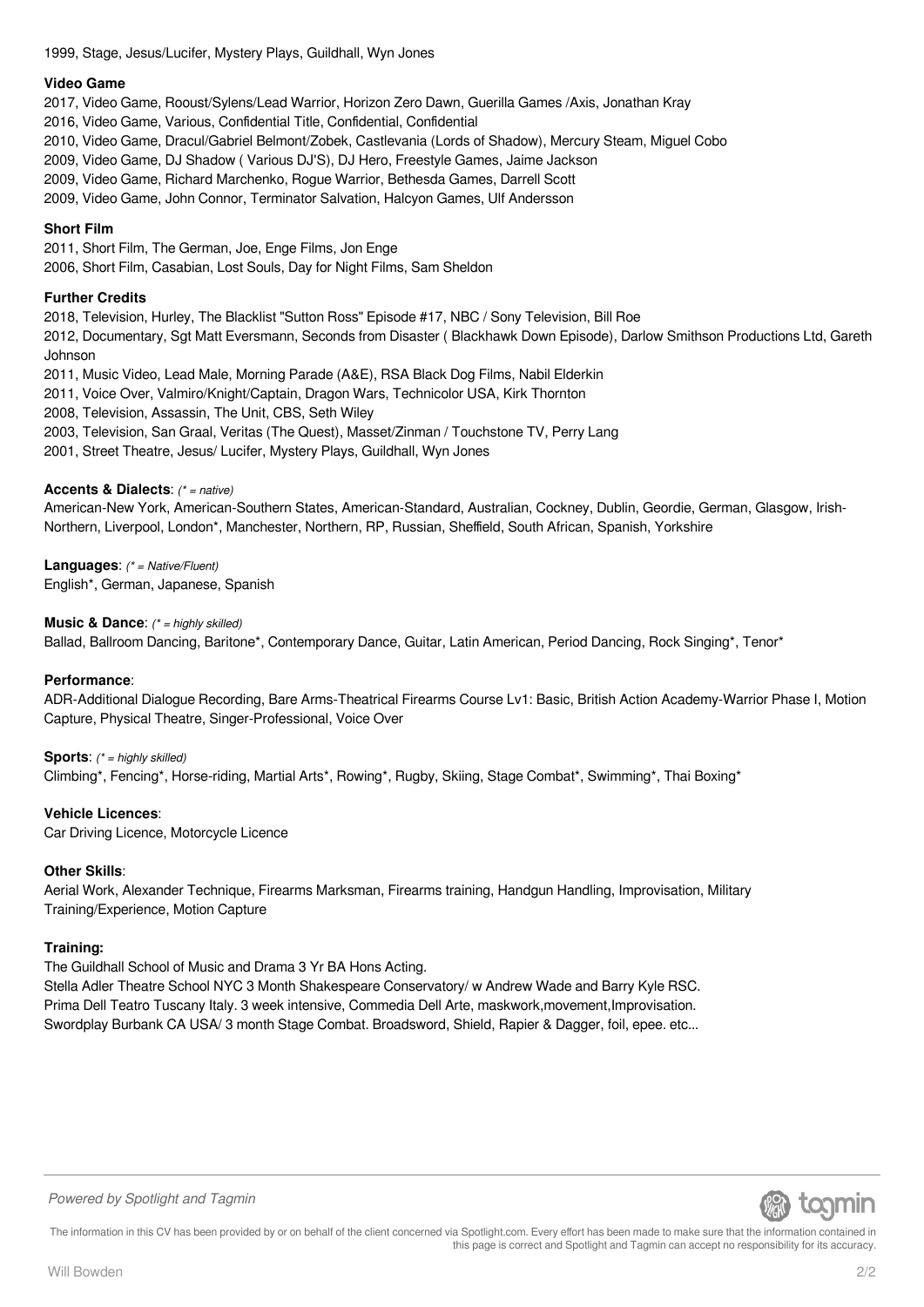1999, Stage, Jesus/Lucifer, Mystery Plays, Guildhall, Wyn Jones

**Video Game**

2017, Video Game, Roosut/Sylens/Lead Warrior, Horizon Zero Dawn, Guerilla Games /Axis, Jonathan Kray
2016, Video Game, Various, Confidential Title, Confidential, Confidential
2010, Video Game, Dracul/Gabriel Belmont/Zobek, Castlevania (Lords of Shadow), Mercury Steam, Miguel Cobo
2009, Video Game, DJ Shadow ( Various DJ'S), DJ Hero, Freestyle Games, Jaime Jackson
2009, Video Game, Richard Marchenko, Rogue Warrior, Bethesda Games, Darrell Scott
2009, Video Game, John Connor, Terminator Salvation, Halcyon Games, Ulf Andersson

**Short Film**

2011, Short Film, The German, Joe, Enge Films, Jon Enge
2006, Short Film, Casabian, Lost Souls, Day for Night Films, Sam Sheldon

**Further Credits**

2018, Television, Hurley, The Blacklist "Sutton Ross" Episode #17, NBC / Sony Television, Bill Roe
2012, Documentary, Sgt Matt Eversmann, Seconds from Disaster ( Blackhawk Down Episode), Darlow Smithson Productions Ltd, Gareth Johnson
2011, Music Video, Lead Male, Morning Parade (A&E), RSA Black Dog Films, Nabil Elderkin
2011, Voice Over, Valmiro/Knight/Captain, Dragon Wars, Technicolor USA, Kirk Thornton
2008, Television, Assassin, The Unit, CBS, Seth Wiley
2003, Television, San Graal, Veritas (The Quest), Masset/Zinman / Touchstone TV, Perry Lang
2001, Street Theatre, Jesus/ Lucifer, Mystery Plays, Guildhall, Wyn Jones

**Accents & Dialects**: *(* = native)*
American-New York, American-Southern States, American-Standard, Australian, Cockney, Dublin, Geordie, German, Glasgow, Irish-Northern, Liverpool, London*, Manchester, Northern, RP, Russian, Sheffield, South African, Spanish, Yorkshire

**Languages**: *(* = Native/Fluent)*
English*, German, Japanese, Spanish

**Music & Dance**: *(* = highly skilled)*
Ballad, Ballroom Dancing, Baritone*, Contemporary Dance, Guitar, Latin American, Period Dancing, Rock Singing*, Tenor*

**Performance**:
ADR-Additional Dialogue Recording, Bare Arms-Theatrical Firearms Course Lv1: Basic, British Action Academy-Warrior Phase I, Motion Capture, Physical Theatre, Singer-Professional, Voice Over

**Sports**: *(* = highly skilled)*
Climbing*, Fencing*, Horse-riding, Martial Arts*, Rowing*, Rugby, Skiing, Stage Combat*, Swimming*, Thai Boxing*

**Vehicle Licences**:
Car Driving Licence, Motorcycle Licence

**Other Skills**:
Aerial Work, Alexander Technique, Firearms Marksman, Firearms training, Handgun Handling, Improvisation, Military Training/Experience, Motion Capture

**Training:**

The Guildhall School of Music and Drama 3 Yr BA Hons Acting.
Stella Adler Theatre School NYC 3 Month Shakespeare Conservatory/ w Andrew Wade and Barry Kyle RSC.
Prima Dell Teatro Tuscany Italy. 3 week intensive, Commedia Dell Arte, maskwork,movement,Improvisation.
Swordplay Burbank CA USA/ 3 month Stage Combat. Broadsword, Shield, Rapier & Dagger, foil, epee. etc...

*Powered by Spotlight and Tagmin*

The information in this CV has been provided by or on behalf of the client concerned via Spotlight.com. Every effort has been made to make sure that the information contained in this page is correct and Spotlight and Tagmin can accept no responsibility for its accuracy.